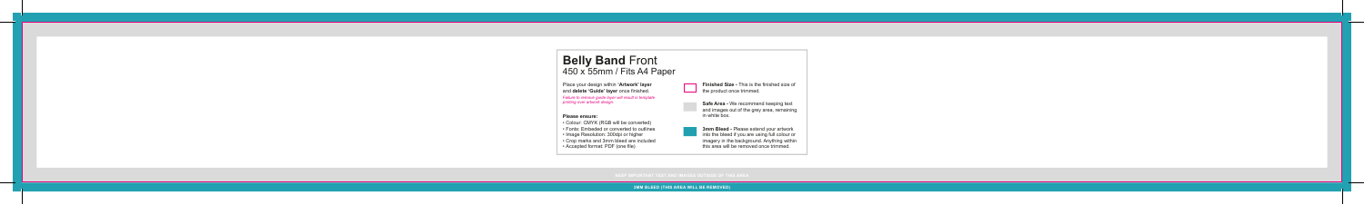# **Belly Band** Front

450 x 55mm / Fits A4 Paper

Place your design within '**Artwork' layer** and **delete 'Guide' layer** once finished.

*Failure to remove guide layer will result in template printing over artwork design.*

**Please ensure:**

- Colour: CMYK (RGB will be converted)
- Fonts: Embeded or converted to outlines
- Image Resolution: 300dpi or higher
- Crop marks and 3mm bleed are included
- Accepted format: PDF (one file)

**Finished Size -** This is the finished size of the product once trimmed.

**Safe Area -** We recommend keeping text and images out of the grey area, remaining in white box.

**3mm Bleed -** Please extend your artwork into the bleed if you are using full colour or imagery in the background. Anything within this area will be removed once trimmed.

KEEP IMPORTANT TEXT AND IMAGES OUTSIDE OF THIS AREA

3MM BLEED (THIS AREA WILL BE REMOVED)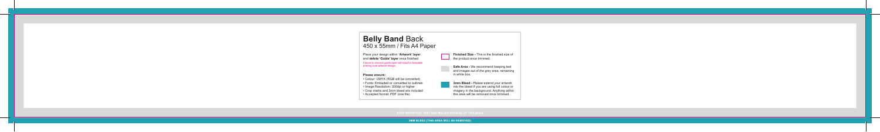# **Belly Band** Back

450 x 55mm / Fits A4 Paper

Place your design within '**Artwork' layer** and **delete 'Guide' layer** once finished.

*Failure to remove guide layer will result in template printing over artwork design.*

**Please ensure:**

- Colour: CMYK (RGB will be converted)
- Fonts: Embeded or converted to outlines
- Image Resolution: 300dpi or higher
- Crop marks and 3mm bleed are included
- Accepted format: PDF (one file)

**Finished Size -** This is the finished size of the product once trimmed.

**Safe Area -** We recommend keeping text and images out of the grey area, remaining in white box.

**3mm Bleed -** Please extend your artwork into the bleed if you are using full colour or imagery in the background. Anything within this area will be removed once trimmed.

KEEP IMPORTANT TEXT AND IMAGES OUTSIDE OF THIS AREA

3MM BLEED (THIS AREA WILL BE REMOVED)